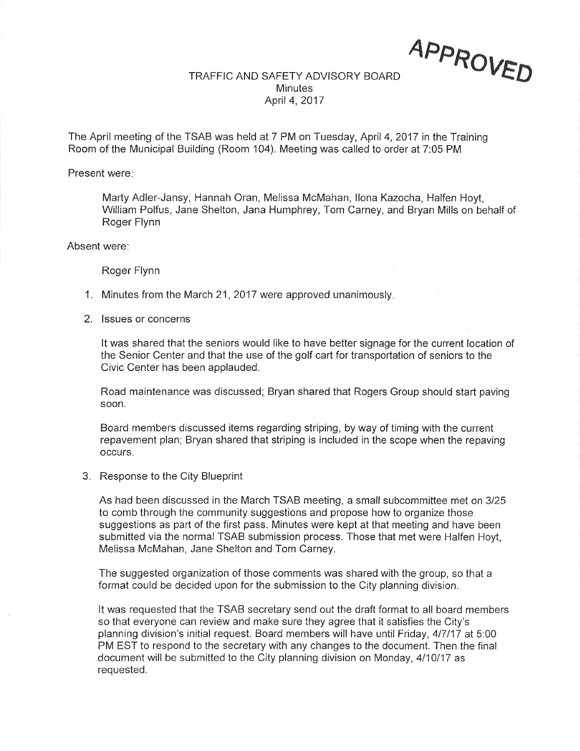APPROVED

# TRAFFIC AND SAFETY ADVISORY BOARD
## Minutes
## April 4, 2017

The April meeting of the TSAB was held at 7 PM on Tuesday, April 4, 2017 in the Training Room of the Municipal Building (Room 104). Meeting was called to order at 7:05 PM

Present were:

Marty Adler-Jansy, Hannah Oran, Melissa McMahan, Ilona Kazocha, Halfen Hoyt, William Polfus, Jane Shelton, Jana Humphrey, Tom Carney, and Bryan Mills on behalf of Roger Flynn

Absent were:

Roger Flynn

1. Minutes from the March 21, 2017 were approved unanimously.

2. Issues or concerns

   It was shared that the seniors would like to have better signage for the current location of the Senior Center and that the use of the golf cart for transportation of seniors to the Civic Center has been applauded.

   Road maintenance was discussed; Bryan shared that Rogers Group should start paving soon.

   Board members discussed items regarding striping, by way of timing with the current repavement plan; Bryan shared that striping is included in the scope when the repaving occurs.

3. Response to the City Blueprint

   As had been discussed in the March TSAB meeting, a small subcommittee met on 3/25 to comb through the community suggestions and propose how to organize those suggestions as part of the first pass. Minutes were kept at that meeting and have been submitted via the normal TSAB submission process. Those that met were Halfen Hoyt, Melissa McMahan, Jane Shelton and Tom Carney.

   The suggested organization of those comments was shared with the group, so that a format could be decided upon for the submission to the City planning division.

   It was requested that the TSAB secretary send out the draft format to all board members so that everyone can review and make sure they agree that it satisfies the City's planning division's initial request. Board members will have until Friday, 4/7/17 at 5:00 PM EST to respond to the secretary with any changes to the document. Then the final document will be submitted to the City planning division on Monday, 4/10/17 as requested.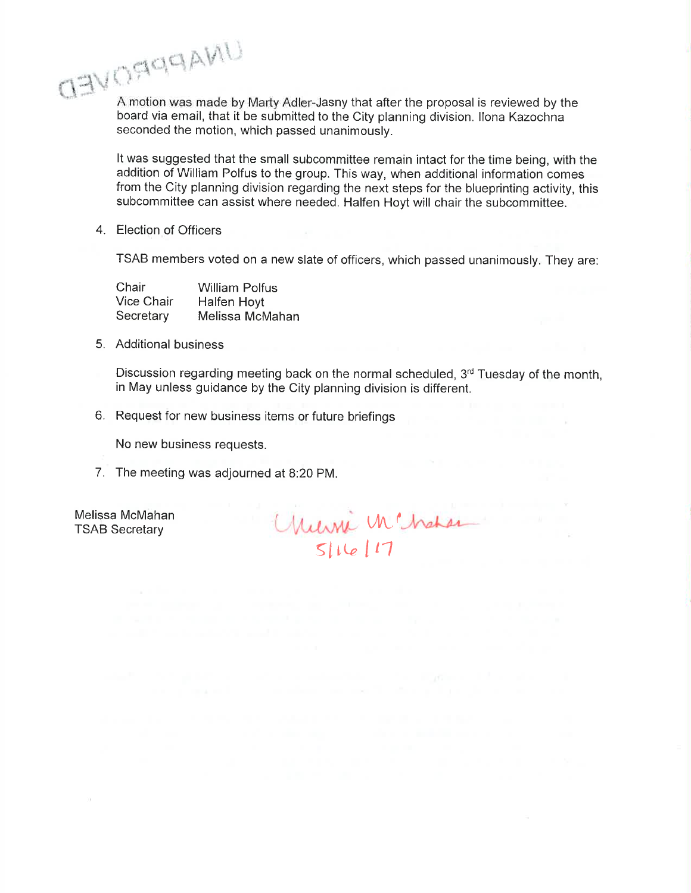UNAPPROVED

A motion was made by Marty Adler-Jasny that after the proposal is reviewed by the board via email, that it be submitted to the City planning division. Ilona Kazochna seconded the motion, which passed unanimously.

It was suggested that the small subcommittee remain intact for the time being, with the addition of William Polfus to the group. This way, when additional information comes from the City planning division regarding the next steps for the blueprinting activity, this subcommittee can assist where needed. Halfen Hoyt will chair the subcommittee.

4. Election of Officers

   TSAB members voted on a new slate of officers, which passed unanimously. They are:

   | | |
   |---|---|
   | Chair | William Polfus |
   | Vice Chair | Halfen Hoyt |
   | Secretary | Melissa McMahan |

5. Additional business

   Discussion regarding meeting back on the normal scheduled, 3rd Tuesday of the month, in May unless guidance by the City planning division is different.

6. Request for new business items or future briefings

   No new business requests.

7. The meeting was adjourned at 8:20 PM.

Melissa McMahan
TSAB Secretary

Melissa McMahan
5/16/17